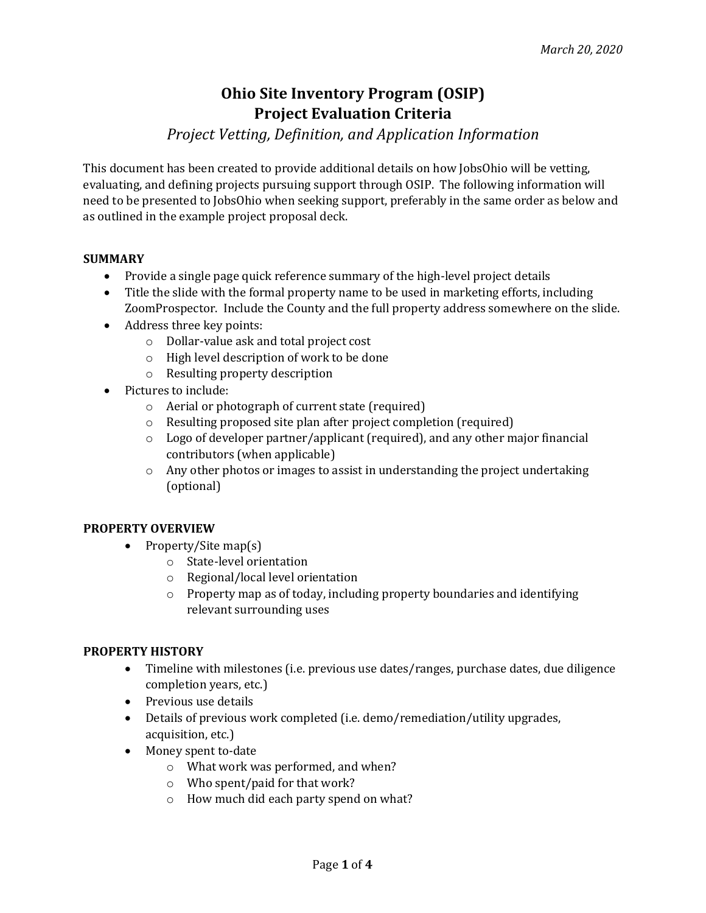*March 20, 2020*

# Ohio Site Inventory Program (OSIP)
# Project Evaluation Criteria

*Project Vetting, Definition, and Application Information*

This document has been created to provide additional details on how JobsOhio will be vetting, evaluating, and defining projects pursuing support through OSIP. The following information will need to be presented to JobsOhio when seeking support, preferably in the same order as below and as outlined in the example project proposal deck.

## SUMMARY

- Provide a single page quick reference summary of the high-level project details
- Title the slide with the formal property name to be used in marketing efforts, including ZoomProspector. Include the County and the full property address somewhere on the slide.
- Address three key points:
  - Dollar-value ask and total project cost
  - High level description of work to be done
  - Resulting property description
- Pictures to include:
  - Aerial or photograph of current state (required)
  - Resulting proposed site plan after project completion (required)
  - Logo of developer partner/applicant (required), and any other major financial contributors (when applicable)
  - Any other photos or images to assist in understanding the project undertaking (optional)

## PROPERTY OVERVIEW

- Property/Site map(s)
  - State-level orientation
  - Regional/local level orientation
  - Property map as of today, including property boundaries and identifying relevant surrounding uses

## PROPERTY HISTORY

- Timeline with milestones (i.e. previous use dates/ranges, purchase dates, due diligence completion years, etc.)
- Previous use details
- Details of previous work completed (i.e. demo/remediation/utility upgrades, acquisition, etc.)
- Money spent to-date
  - What work was performed, and when?
  - Who spent/paid for that work?
  - How much did each party spend on what?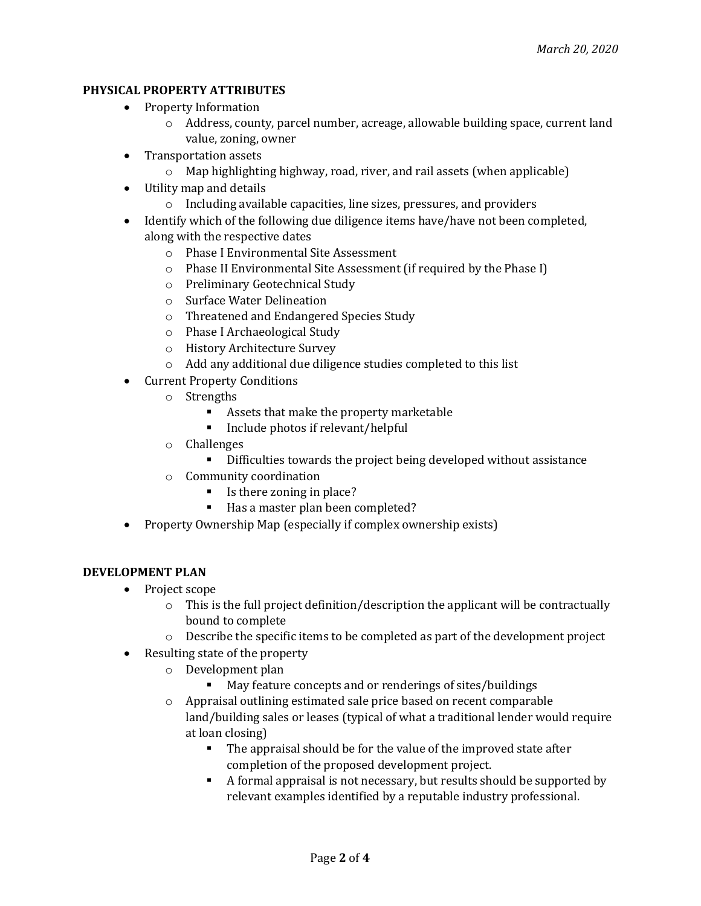## PHYSICAL PROPERTY ATTRIBUTES

- Property Information
  - Address, county, parcel number, acreage, allowable building space, current land value, zoning, owner
- Transportation assets
  - Map highlighting highway, road, river, and rail assets (when applicable)
- Utility map and details
  - Including available capacities, line sizes, pressures, and providers
- Identify which of the following due diligence items have/have not been completed, along with the respective dates
  - Phase I Environmental Site Assessment
  - Phase II Environmental Site Assessment (if required by the Phase I)
  - Preliminary Geotechnical Study
  - Surface Water Delineation
  - Threatened and Endangered Species Study
  - Phase I Archaeological Study
  - History Architecture Survey
  - Add any additional due diligence studies completed to this list
- Current Property Conditions
  - Strengths
    - Assets that make the property marketable
    - Include photos if relevant/helpful
  - Challenges
    - Difficulties towards the project being developed without assistance
  - Community coordination
    - Is there zoning in place?
    - Has a master plan been completed?
- Property Ownership Map (especially if complex ownership exists)

## DEVELOPMENT PLAN

- Project scope
  - This is the full project definition/description the applicant will be contractually bound to complete
  - Describe the specific items to be completed as part of the development project
- Resulting state of the property
  - Development plan
    - May feature concepts and or renderings of sites/buildings
  - Appraisal outlining estimated sale price based on recent comparable land/building sales or leases (typical of what a traditional lender would require at loan closing)
    - The appraisal should be for the value of the improved state after completion of the proposed development project.
    - A formal appraisal is not necessary, but results should be supported by relevant examples identified by a reputable industry professional.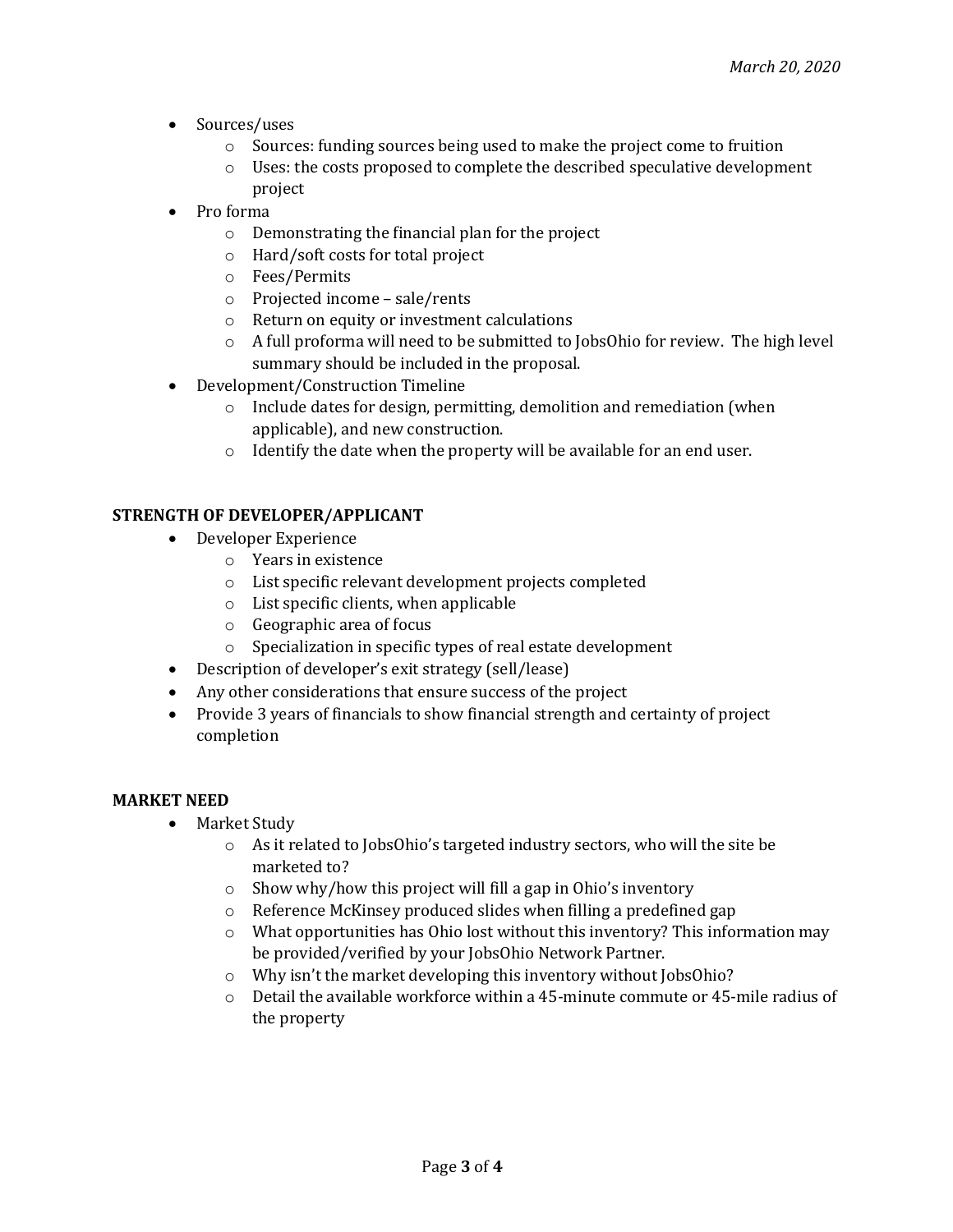- Sources/uses
    - Sources: funding sources being used to make the project come to fruition
    - Uses: the costs proposed to complete the described speculative development project
- Pro forma
    - Demonstrating the financial plan for the project
    - Hard/soft costs for total project
    - Fees/Permits
    - Projected income – sale/rents
    - Return on equity or investment calculations
    - A full proforma will need to be submitted to JobsOhio for review. The high level summary should be included in the proposal.
- Development/Construction Timeline
    - Include dates for design, permitting, demolition and remediation (when applicable), and new construction.
    - Identify the date when the property will be available for an end user.

**STRENGTH OF DEVELOPER/APPLICANT**

- Developer Experience
    - Years in existence
    - List specific relevant development projects completed
    - List specific clients, when applicable
    - Geographic area of focus
    - Specialization in specific types of real estate development
- Description of developer's exit strategy (sell/lease)
- Any other considerations that ensure success of the project
- Provide 3 years of financials to show financial strength and certainty of project completion

**MARKET NEED**

- Market Study
    - As it related to JobsOhio's targeted industry sectors, who will the site be marketed to?
    - Show why/how this project will fill a gap in Ohio's inventory
    - Reference McKinsey produced slides when filling a predefined gap
    - What opportunities has Ohio lost without this inventory? This information may be provided/verified by your JobsOhio Network Partner.
    - Why isn't the market developing this inventory without JobsOhio?
    - Detail the available workforce within a 45-minute commute or 45-mile radius of the property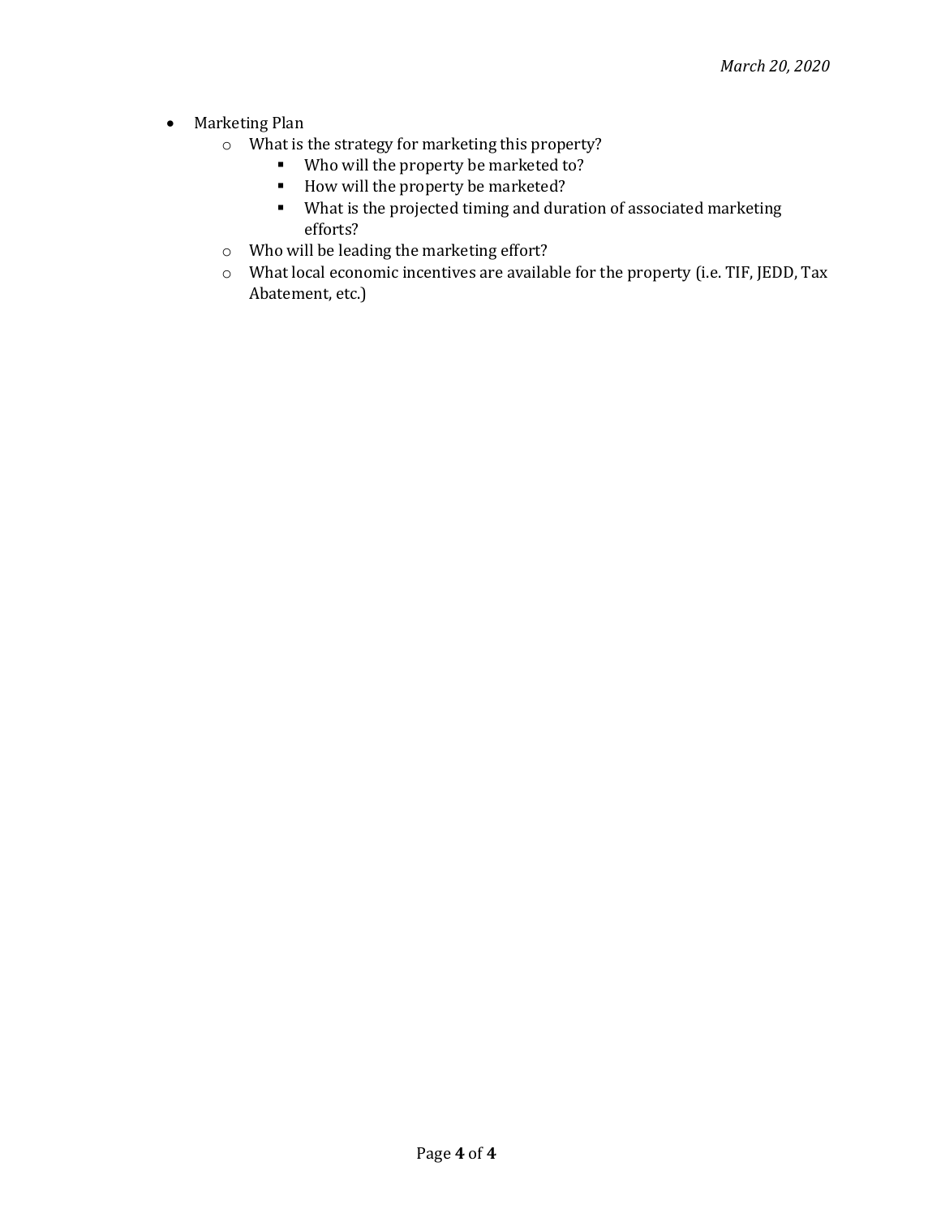- Marketing Plan
  - What is the strategy for marketing this property?
    - Who will the property be marketed to?
    - How will the property be marketed?
    - What is the projected timing and duration of associated marketing efforts?
  - Who will be leading the marketing effort?
  - What local economic incentives are available for the property (i.e. TIF, JEDD, Tax Abatement, etc.)